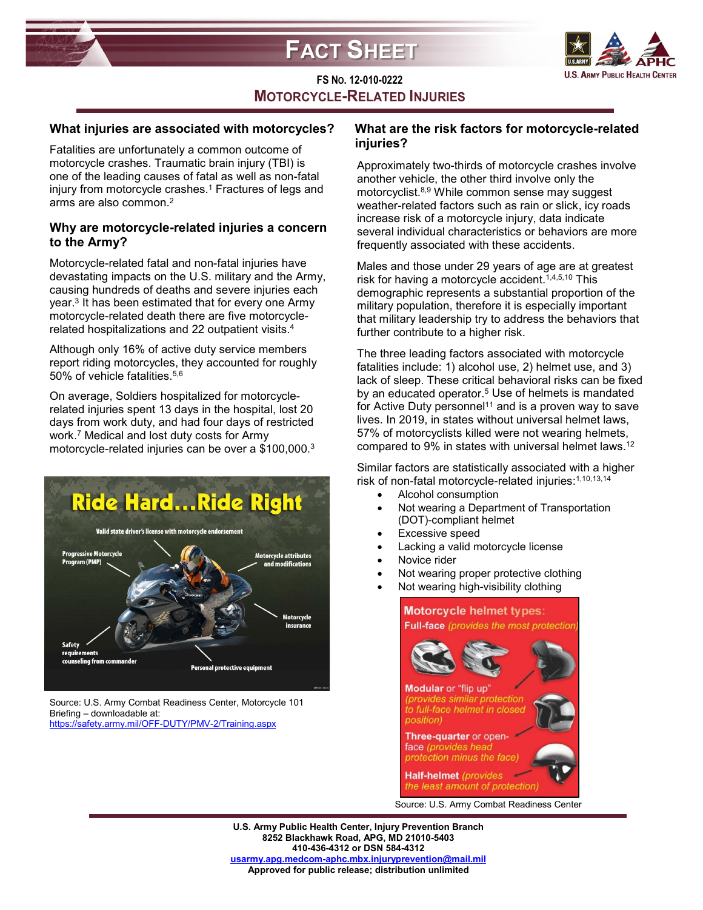# FACT SHEET

FS No. 12-010-0222

## MOTORCYCLE-RELATED INJURIES

### What injuries are associated with motorcycles?

Fatalities are unfortunately a common outcome of motorcycle crashes. Traumatic brain injury (TBI) is one of the leading causes of fatal as well as non-fatal injury from motorcycle crashes.[1] Fractures of legs and arms are also common.[2]

### Why are motorcycle-related injuries a concern to the Army?

Motorcycle-related fatal and non-fatal injuries have devastating impacts on the U.S. military and the Army, causing hundreds of deaths and severe injuries each year.[3] It has been estimated that for every one Army motorcycle-related death there are five motorcycle-related hospitalizations and 22 outpatient visits.[4]

Although only 16% of active duty service members report riding motorcycles, they accounted for roughly 50% of vehicle fatalities.[5,6]

On average, Soldiers hospitalized for motorcycle-related injuries spent 13 days in the hospital, lost 20 days from work duty, and had four days of restricted work.[7] Medical and lost duty costs for Army motorcycle-related injuries can be over a $100,000.[3]

Source: U.S. Army Combat Readiness Center, Motorcycle 101 Briefing – downloadable at: https://safety.army.mil/OFF-DUTY/PMV-2/Training.aspx

### What are the risk factors for motorcycle-related injuries?

Approximately two-thirds of motorcycle crashes involve another vehicle, the other third involve only the motorcyclist.[8,9] While common sense may suggest weather-related factors such as rain or slick, icy roads increase risk of a motorcycle injury, data indicate several individual characteristics or behaviors are more frequently associated with these accidents.

Males and those under 29 years of age are at greatest risk for having a motorcycle accident.[1,4,5,10] This demographic represents a substantial proportion of the military population, therefore it is especially important that military leadership try to address the behaviors that further contribute to a higher risk.

The three leading factors associated with motorcycle fatalities include: 1) alcohol use, 2) helmet use, and 3) lack of sleep. These critical behavioral risks can be fixed by an educated operator.[5] Use of helmets is mandated for Active Duty personnel[11] and is a proven way to save lives. In 2019, in states without universal helmet laws, 57% of motorcyclists killed were not wearing helmets, compared to 9% in states with universal helmet laws.[12]

Similar factors are statistically associated with a higher risk of non-fatal motorcycle-related injuries:[1,10,13,14]

- Alcohol consumption
- Not wearing a Department of Transportation (DOT)-compliant helmet
- Excessive speed
- Lacking a valid motorcycle license
- Novice rider
- Not wearing proper protective clothing
- Not wearing high-visibility clothing

Source: U.S. Army Combat Readiness Center

U.S. Army Public Health Center, Injury Prevention Branch
8252 Blackhawk Road, APG, MD 21010-5403
410-436-4312 or DSN 584-4312
usarmy.apg.medcom-aphc.mbx.injuryprevention@mail.mil
Approved for public release; distribution unlimited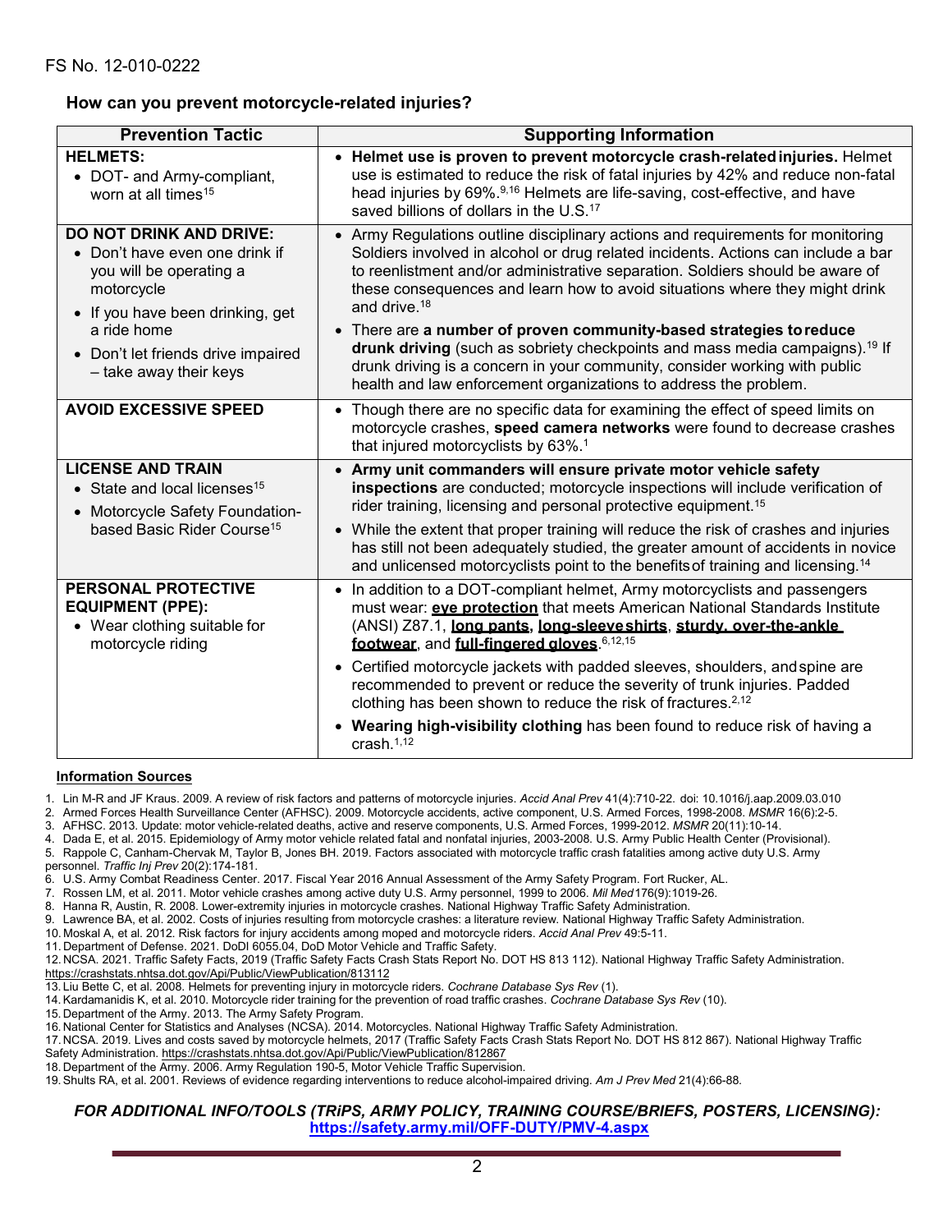FS No. 12-010-0222

## How can you prevent motorcycle-related injuries?

| Prevention Tactic | Supporting Information |
| --- | --- |
| **HELMETS:**<br>• DOT- and Army-compliant, worn at all times[15] | • **Helmet use is proven to prevent motorcycle crash-related injuries.** Helmet use is estimated to reduce the risk of fatal injuries by 42% and reduce non-fatal head injuries by 69%.[9,16] Helmets are life-saving, cost-effective, and have saved billions of dollars in the U.S.[17] |
| **DO NOT DRINK AND DRIVE:**<br>• Don't have even one drink if you will be operating a motorcycle<br>• If you have been drinking, get a ride home<br>• Don't let friends drive impaired – take away their keys | • Army Regulations outline disciplinary actions and requirements for monitoring Soldiers involved in alcohol or drug related incidents. Actions can include a bar to reenlistment and/or administrative separation. Soldiers should be aware of these consequences and learn how to avoid situations where they might drink and drive.[18]<br>• There are **a number of proven community-based strategies to reduce drunk driving** (such as sobriety checkpoints and mass media campaigns).[19] If drunk driving is a concern in your community, consider working with public health and law enforcement organizations to address the problem. |
| **AVOID EXCESSIVE SPEED** | • Though there are no specific data for examining the effect of speed limits on motorcycle crashes, **speed camera networks** were found to decrease crashes that injured motorcyclists by 63%.[1] |
| **LICENSE AND TRAIN**<br>• State and local licenses[15]<br>• Motorcycle Safety Foundation-based Basic Rider Course[15] | • **Army unit commanders will ensure private motor vehicle safety inspections** are conducted; motorcycle inspections will include verification of rider training, licensing and personal protective equipment.[15]<br>• While the extent that proper training will reduce the risk of crashes and injuries has still not been adequately studied, the greater amount of accidents in novice and unlicensed motorcyclists point to the benefits of training and licensing.[14] |
| **PERSONAL PROTECTIVE EQUIPMENT (PPE):**<br>• Wear clothing suitable for motorcycle riding | • In addition to a DOT-compliant helmet, Army motorcyclists and passengers must wear: **eye protection** that meets American National Standards Institute (ANSI) Z87.1, **long pants**, **long-sleeve shirts**, **sturdy, over-the-ankle footwear**, and **full-fingered gloves**.[6,12,15]<br>• Certified motorcycle jackets with padded sleeves, shoulders, and spine are recommended to prevent or reduce the severity of trunk injuries. Padded clothing has been shown to reduce the risk of fractures.[2,12]<br>• **Wearing high-visibility clothing** has been found to reduce risk of having a crash.[1,12] |

### Information Sources

1. Lin M-R and JF Kraus. 2009. A review of risk factors and patterns of motorcycle injuries. *Accid Anal Prev* 41(4):710-22. doi: 10.1016/j.aap.2009.03.010
2. Armed Forces Health Surveillance Center (AFHSC). 2009. Motorcycle accidents, active component, U.S. Armed Forces, 1998-2008. *MSMR* 16(6):2-5.
3. AFHSC. 2013. Update: motor vehicle-related deaths, active and reserve components, U.S. Armed Forces, 1999-2012. *MSMR* 20(11):10-14.
4. Dada E, et al. 2015. Epidemiology of Army motor vehicle related fatal and nonfatal injuries, 2003-2008. U.S. Army Public Health Center (Provisional).
5. Rappole C, Canham-Chervak M, Taylor B, Jones BH. 2019. Factors associated with motorcycle traffic crash fatalities among active duty U.S. Army personnel. *Traffic Inj Prev* 20(2):174-181.
6. U.S. Army Combat Readiness Center. 2017. Fiscal Year 2016 Annual Assessment of the Army Safety Program. Fort Rucker, AL.
7. Rossen LM, et al. 2011. Motor vehicle crashes among active duty U.S. Army personnel, 1999 to 2006. *Mil Med* 176(9):1019-26.
8. Hanna R, Austin, R. 2008. Lower-extremity injuries in motorcycle crashes. National Highway Traffic Safety Administration.
9. Lawrence BA, et al. 2002. Costs of injuries resulting from motorcycle crashes: a literature review. National Highway Traffic Safety Administration.
10. Moskal A, et al. 2012. Risk factors for injury accidents among moped and motorcycle riders. *Accid Anal Prev* 49:5-11.
11. Department of Defense. 2021. DoDI 6055.04, DoD Motor Vehicle and Traffic Safety.
12. NCSA. 2021. Traffic Safety Facts, 2019 (Traffic Safety Facts Crash Stats Report No. DOT HS 813 112). National Highway Traffic Safety Administration. https://crashstats.nhtsa.dot.gov/Api/Public/ViewPublication/813112
13. Liu Bette C, et al. 2008. Helmets for preventing injury in motorcycle riders. *Cochrane Database Sys Rev* (1).
14. Kardamanidis K, et al. 2010. Motorcycle rider training for the prevention of road traffic crashes. *Cochrane Database Sys Rev* (10).
15. Department of the Army. 2013. The Army Safety Program.
16. National Center for Statistics and Analyses (NCSA). 2014. Motorcycles. National Highway Traffic Safety Administration.
17. NCSA. 2019. Lives and costs saved by motorcycle helmets, 2017 (Traffic Safety Facts Crash Stats Report No. DOT HS 812 867). National Highway Traffic Safety Administration. https://crashstats.nhtsa.dot.gov/Api/Public/ViewPublication/812867
18. Department of the Army. 2006. Army Regulation 190-5, Motor Vehicle Traffic Supervision.
19. Shults RA, et al. 2001. Reviews of evidence regarding interventions to reduce alcohol-impaired driving. *Am J Prev Med* 21(4):66-88.

***FOR ADDITIONAL INFO/TOOLS (TRiPS, ARMY POLICY, TRAINING COURSE/BRIEFS, POSTERS, LICENSING):***
**https://safety.army.mil/OFF-DUTY/PMV-4.aspx**